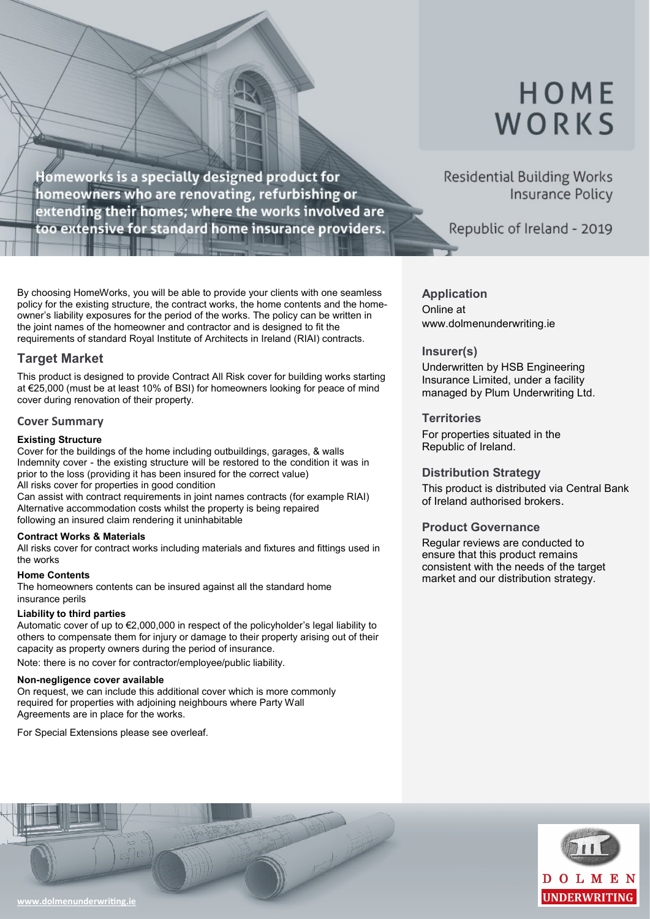# HOME WORKS

Residential Building Works Insurance Policy

Republic of Ireland - 2019

**Homeworks is a specially designed product for homeowners who are renovating, refurbishing or extending their homes; where the works involved are too extensive for standard home insurance providers.**

By choosing HomeWorks, you will be able to provide your clients with one seamless policy for the existing structure, the contract works, the home contents and the home-owner's liability exposures for the period of the works. The policy can be written in the joint names of the homeowner and contractor and is designed to fit the requirements of standard Royal Institute of Architects in Ireland (RIAI) contracts.

## Target Market

This product is designed to provide Contract All Risk cover for building works starting at €25,000 (must be at least 10% of BSI) for homeowners looking for peace of mind cover during renovation of their property.

### Cover Summary

**Existing Structure**

Cover for the buildings of the home including outbuildings, garages, & walls
Indemnity cover - the existing structure will be restored to the condition it was in prior to the loss (providing it has been insured for the correct value)
All risks cover for properties in good condition
Can assist with contract requirements in joint names contracts (for example RIAI)
Alternative accommodation costs whilst the property is being repaired following an insured claim rendering it uninhabitable

**Contract Works & Materials**

All risks cover for contract works including materials and fixtures and fittings used in the works

**Home Contents**

The homeowners contents can be insured against all the standard home insurance perils

**Liability to third parties**

Automatic cover of up to €2,000,000 in respect of the policyholder's legal liability to others to compensate them for injury or damage to their property arising out of their capacity as property owners during the period of insurance.

Note: there is no cover for contractor/employee/public liability.

**Non-negligence cover available**

On request, we can include this additional cover which is more commonly required for properties with adjoining neighbours where Party Wall Agreements are in place for the works.

For Special Extensions please see overleaf.

### Application

Online at www.dolmenunderwriting.ie

### Insurer(s)

Underwritten by HSB Engineering Insurance Limited, under a facility managed by Plum Underwriting Ltd.

### Territories

For properties situated in the Republic of Ireland.

### Distribution Strategy

This product is distributed via Central Bank of Ireland authorised brokers.

### Product Governance

Regular reviews are conducted to ensure that this product remains consistent with the needs of the target market and our distribution strategy.

www.dolmenunderwriting.ie

DOLMEN UNDERWRITING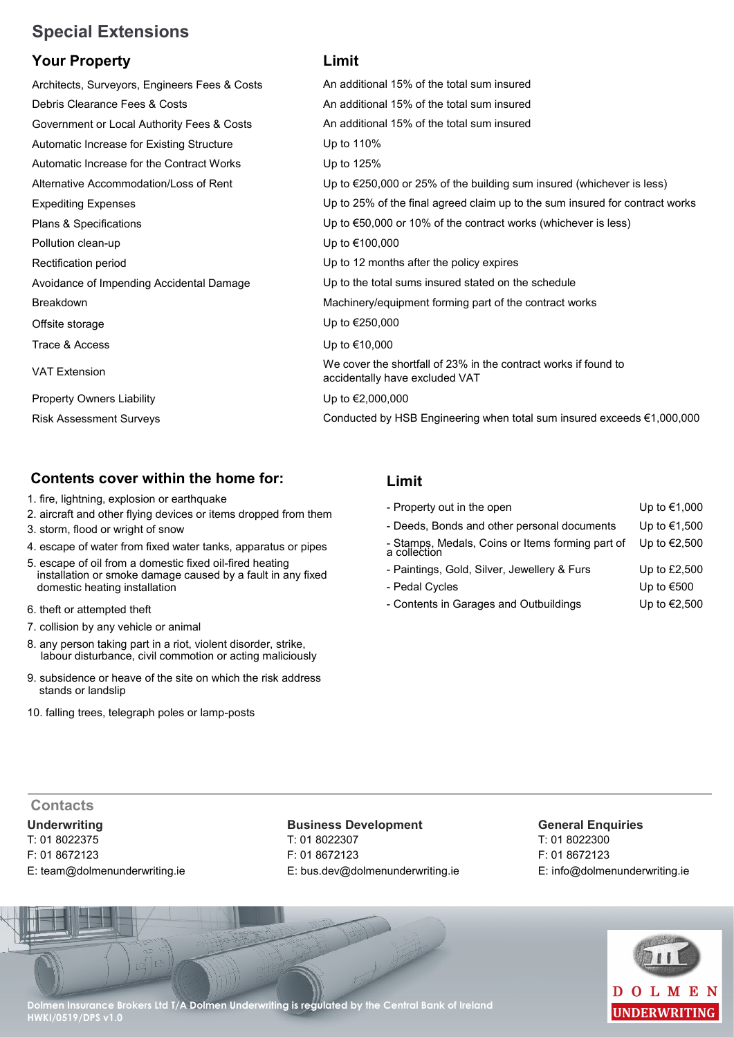## Special Extensions

| Your Property | Limit |
|---|---|
| Architects, Surveyors, Engineers Fees & Costs | An additional 15% of the total sum insured |
| Debris Clearance Fees & Costs | An additional 15% of the total sum insured |
| Government or Local Authority Fees & Costs | An additional 15% of the total sum insured |
| Automatic Increase for Existing Structure | Up to 110% |
| Automatic Increase for the Contract Works | Up to 125% |
| Alternative Accommodation/Loss of Rent | Up to €250,000 or 25% of the building sum insured (whichever is less) |
| Expediting Expenses | Up to 25% of the final agreed claim up to the sum insured for contract works |
| Plans & Specifications | Up to €50,000 or 10% of the contract works (whichever is less) |
| Pollution clean-up | Up to €100,000 |
| Rectification period | Up to 12 months after the policy expires |
| Avoidance of Impending Accidental Damage | Up to the total sums insured stated on the schedule |
| Breakdown | Machinery/equipment forming part of the contract works |
| Offsite storage | Up to €250,000 |
| Trace & Access | Up to €10,000 |
| VAT Extension | We cover the shortfall of 23% in the contract works if found to accidentally have excluded VAT |
| Property Owners Liability | Up to €2,000,000 |
| Risk Assessment Surveys | Conducted by HSB Engineering when total sum insured exceeds €1,000,000 |

### Contents cover within the home for:

1. fire, lightning, explosion or earthquake
2. aircraft and other flying devices or items dropped from them
3. storm, flood or wright of snow
4. escape of water from fixed water tanks, apparatus or pipes
5. escape of oil from a domestic fixed oil-fired heating installation or smoke damage caused by a fault in any fixed domestic heating installation
6. theft or attempted theft
7. collision by any vehicle or animal
8. any person taking part in a riot, violent disorder, strike, labour disturbance, civil commotion or acting maliciously
9. subsidence or heave of the site on which the risk address stands or landslip
10. falling trees, telegraph poles or lamp-posts

### Limit

| | |
|---|---|
| - Property out in the open | Up to €1,000 |
| - Deeds, Bonds and other personal documents | Up to €1,500 |
| - Stamps, Medals, Coins or Items forming part of a collection | Up to €2,500 |
| - Paintings, Gold, Silver, Jewellery & Furs | Up to £2,500 |
| - Pedal Cycles | Up to €500 |
| - Contents in Garages and Outbuildings | Up to €2,500 |

### Contacts

**Underwriting**
T: 01 8022375
F: 01 8672123
E: team@dolmenunderwriting.ie

**Business Development**
T: 01 8022307
F: 01 8672123
E: bus.dev@dolmenunderwriting.ie

**General Enquiries**
T: 01 8022300
F: 01 8672123
E: info@dolmenunderwriting.ie

Dolmen Insurance Brokers Ltd T/A Dolmen Underwriting is regulated by the Central Bank of Ireland
HWKI/0519/DPS v1.0

DOLMEN UNDERWRITING